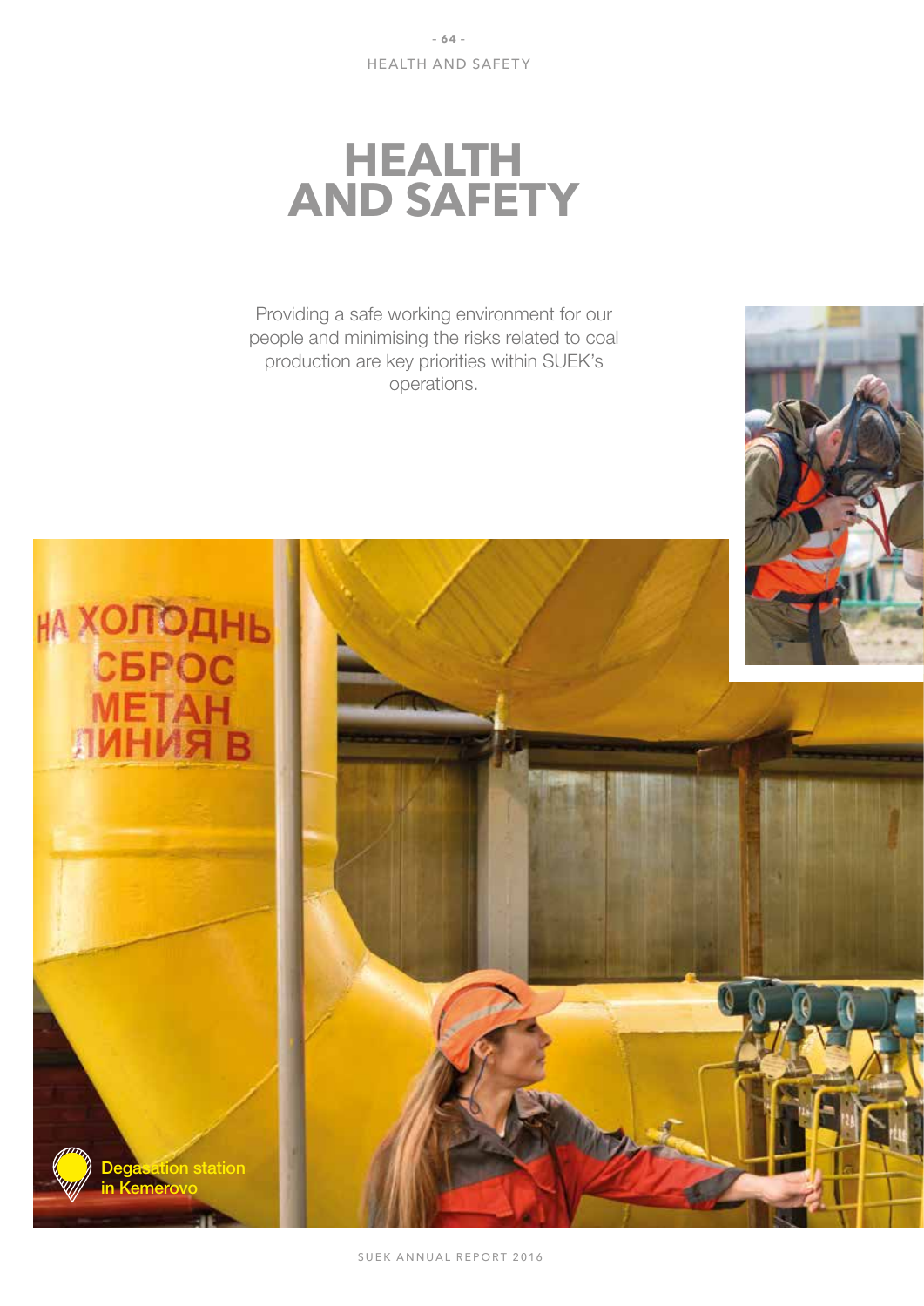# HEALTH AND SAFETY

Providing a safe working environment for our people and minimising the risks related to coal production are key priorities within SUEK's operations.

Degasation station in Kemerovo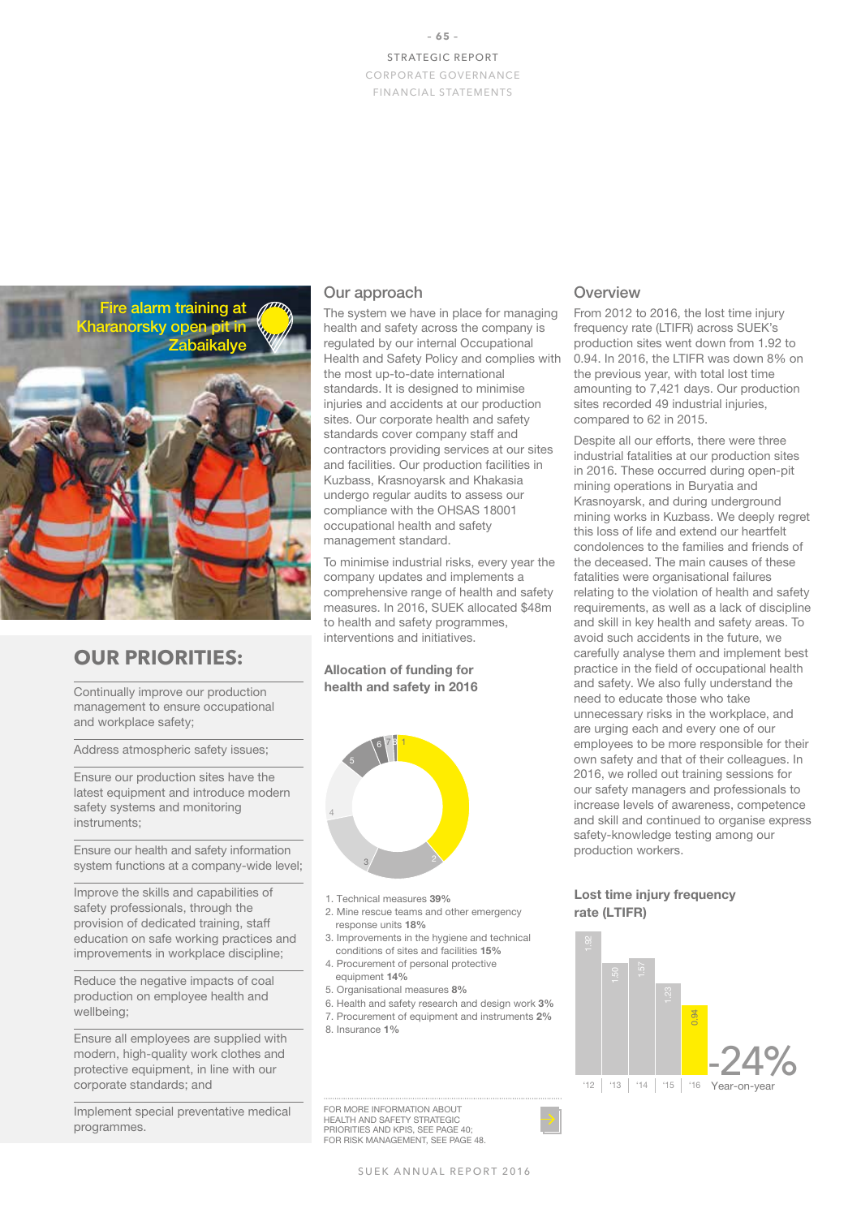Fire alarm training at Kharanorsky open pit in Zabaikalye

## OUR PRIORITIES:

- Continually improve our production management to ensure occupational and workplace safety;
- Address atmospheric safety issues;
- Ensure our production sites have the latest equipment and introduce modern safety systems and monitoring instruments;
- Ensure our health and safety information system functions at a company-wide level;
- Improve the skills and capabilities of safety professionals, through the provision of dedicated training, staff education on safe working practices and improvements in workplace discipline;
- Reduce the negative impacts of coal production on employee health and wellbeing;
- Ensure all employees are supplied with modern, high-quality work clothes and protective equipment, in line with our corporate standards; and
- Implement special preventative medical programmes.

## Our approach

The system we have in place for managing health and safety across the company is regulated by our internal Occupational Health and Safety Policy and complies with the most up-to-date international standards. It is designed to minimise injuries and accidents at our production sites. Our corporate health and safety standards cover company staff and contractors providing services at our sites and facilities. Our production facilities in Kuzbass, Krasnoyarsk and Khakasia undergo regular audits to assess our compliance with the OHSAS 18001 occupational health and safety management standard.

To minimise industrial risks, every year the company updates and implements a comprehensive range of health and safety measures. In 2016, SUEK allocated $48m to health and safety programmes, interventions and initiatives.

### Allocation of funding for health and safety in 2016

1. Technical measures **39%**
2. Mine rescue teams and other emergency response units **18%**
3. Improvements in the hygiene and technical conditions of sites and facilities **15%**
4. Procurement of personal protective equipment **14%**
5. Organisational measures **8%**
6. Health and safety research and design work **3%**
7. Procurement of equipment and instruments **2%**
8. Insurance **1%**

FOR MORE INFORMATION ABOUT HEALTH AND SAFETY STRATEGIC PRIORITIES AND KPIS, SEE PAGE 40; FOR RISK MANAGEMENT, SEE PAGE 48.

## Overview

From 2012 to 2016, the lost time injury frequency rate (LTIFR) across SUEK's production sites went down from 1.92 to 0.94. In 2016, the LTIFR was down 8% on the previous year, with total lost time amounting to 7,421 days. Our production sites recorded 49 industrial injuries, compared to 62 in 2015.

Despite all our efforts, there were three industrial fatalities at our production sites in 2016. These occurred during open-pit mining operations in Buryatia and Krasnoyarsk, and during underground mining works in Kuzbass. We deeply regret this loss of life and extend our heartfelt condolences to the families and friends of the deceased. The main causes of these fatalities were organisational failures relating to the violation of health and safety requirements, as well as a lack of discipline and skill in key health and safety areas. To avoid such accidents in the future, we carefully analyse them and implement best practice in the field of occupational health and safety. We also fully understand the need to educate those who take unnecessary risks in the workplace, and are urging each and every one of our employees to be more responsible for their own safety and that of their colleagues. In 2016, we rolled out training sessions for our safety managers and professionals to increase levels of awareness, competence and skill and continued to organise express safety-knowledge testing among our production workers.

### Lost time injury frequency rate (LTIFR)

| Year | LTIFR |
|---|---|
| '12 | 1.92 |
| '13 | 1.50 |
| '14 | 1.57 |
| '15 | 1.23 |
| '16 | 0.94 |

-24% Year-on-year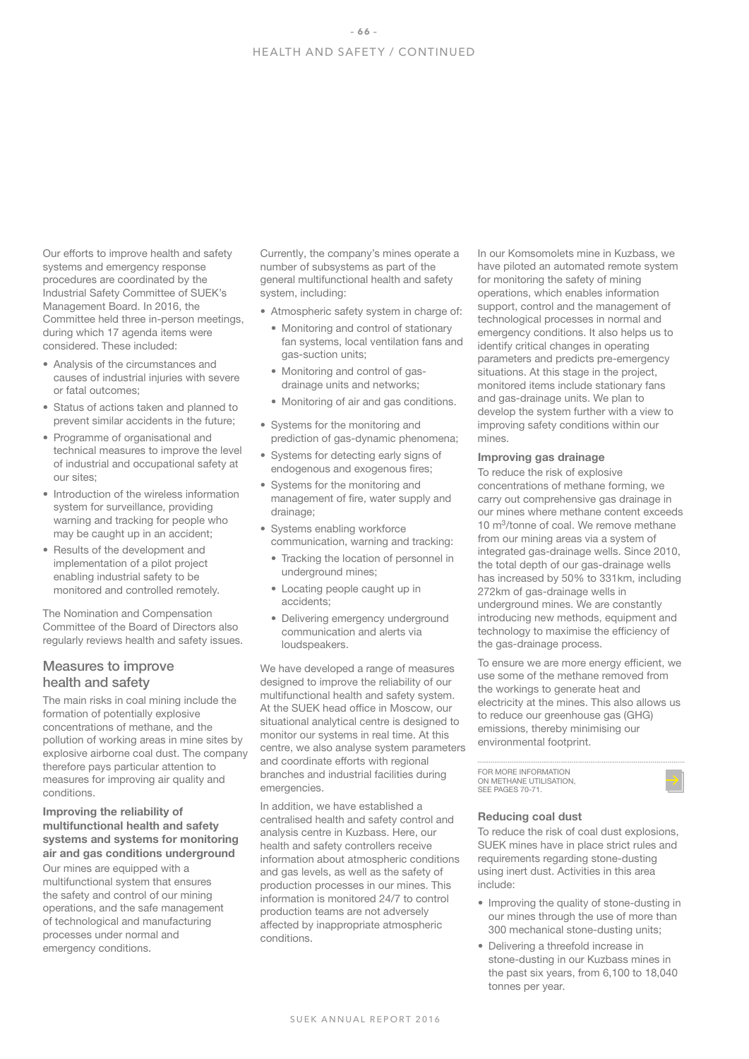Our efforts to improve health and safety systems and emergency response procedures are coordinated by the Industrial Safety Committee of SUEK's Management Board. In 2016, the Committee held three in-person meetings, during which 17 agenda items were considered. These included:

- Analysis of the circumstances and causes of industrial injuries with severe or fatal outcomes;
- Status of actions taken and planned to prevent similar accidents in the future;
- Programme of organisational and technical measures to improve the level of industrial and occupational safety at our sites;
- Introduction of the wireless information system for surveillance, providing warning and tracking for people who may be caught up in an accident;
- Results of the development and implementation of a pilot project enabling industrial safety to be monitored and controlled remotely.

The Nomination and Compensation Committee of the Board of Directors also regularly reviews health and safety issues.

## Measures to improve health and safety

The main risks in coal mining include the formation of potentially explosive concentrations of methane, and the pollution of working areas in mine sites by explosive airborne coal dust. The company therefore pays particular attention to measures for improving air quality and conditions.

### Improving the reliability of multifunctional health and safety systems and systems for monitoring air and gas conditions underground

Our mines are equipped with a multifunctional system that ensures the safety and control of our mining operations, and the safe management of technological and manufacturing processes under normal and emergency conditions.

Currently, the company's mines operate a number of subsystems as part of the general multifunctional health and safety system, including:

- Atmospheric safety system in charge of:
  - Monitoring and control of stationary fan systems, local ventilation fans and gas-suction units;
  - Monitoring and control of gas-drainage units and networks;
  - Monitoring of air and gas conditions.
- Systems for the monitoring and prediction of gas-dynamic phenomena;
- Systems for detecting early signs of endogenous and exogenous fires;
- Systems for the monitoring and management of fire, water supply and drainage;
- Systems enabling workforce communication, warning and tracking:
  - Tracking the location of personnel in underground mines;
  - Locating people caught up in accidents;
  - Delivering emergency underground communication and alerts via loudspeakers.

We have developed a range of measures designed to improve the reliability of our multifunctional health and safety system. At the SUEK head office in Moscow, our situational analytical centre is designed to monitor our systems in real time. At this centre, we also analyse system parameters and coordinate efforts with regional branches and industrial facilities during emergencies.

In addition, we have established a centralised health and safety control and analysis centre in Kuzbass. Here, our health and safety controllers receive information about atmospheric conditions and gas levels, as well as the safety of production processes in our mines. This information is monitored 24/7 to control production teams are not adversely affected by inappropriate atmospheric conditions.

In our Komsomolets mine in Kuzbass, we have piloted an automated remote system for monitoring the safety of mining operations, which enables information support, control and the management of technological processes in normal and emergency conditions. It also helps us to identify critical changes in operating parameters and predicts pre-emergency situations. At this stage in the project, monitored items include stationary fans and gas-drainage units. We plan to develop the system further with a view to improving safety conditions within our mines.

### Improving gas drainage

To reduce the risk of explosive concentrations of methane forming, we carry out comprehensive gas drainage in our mines where methane content exceeds 10 $m^3$/tonne of coal. We remove methane from our mining areas via a system of integrated gas-drainage wells. Since 2010, the total depth of our gas-drainage wells has increased by 50% to 331km, including 272km of gas-drainage wells in underground mines. We are constantly introducing new methods, equipment and technology to maximise the efficiency of the gas-drainage process.

To ensure we are more energy efficient, we use some of the methane removed from the workings to generate heat and electricity at the mines. This also allows us to reduce our greenhouse gas (GHG) emissions, thereby minimising our environmental footprint.

FOR MORE INFORMATION ON METHANE UTILISATION, SEE PAGES 70-71.

### Reducing coal dust

To reduce the risk of coal dust explosions, SUEK mines have in place strict rules and requirements regarding stone-dusting using inert dust. Activities in this area include:

- Improving the quality of stone-dusting in our mines through the use of more than 300 mechanical stone-dusting units;
- Delivering a threefold increase in stone-dusting in our Kuzbass mines in the past six years, from 6,100 to 18,040 tonnes per year.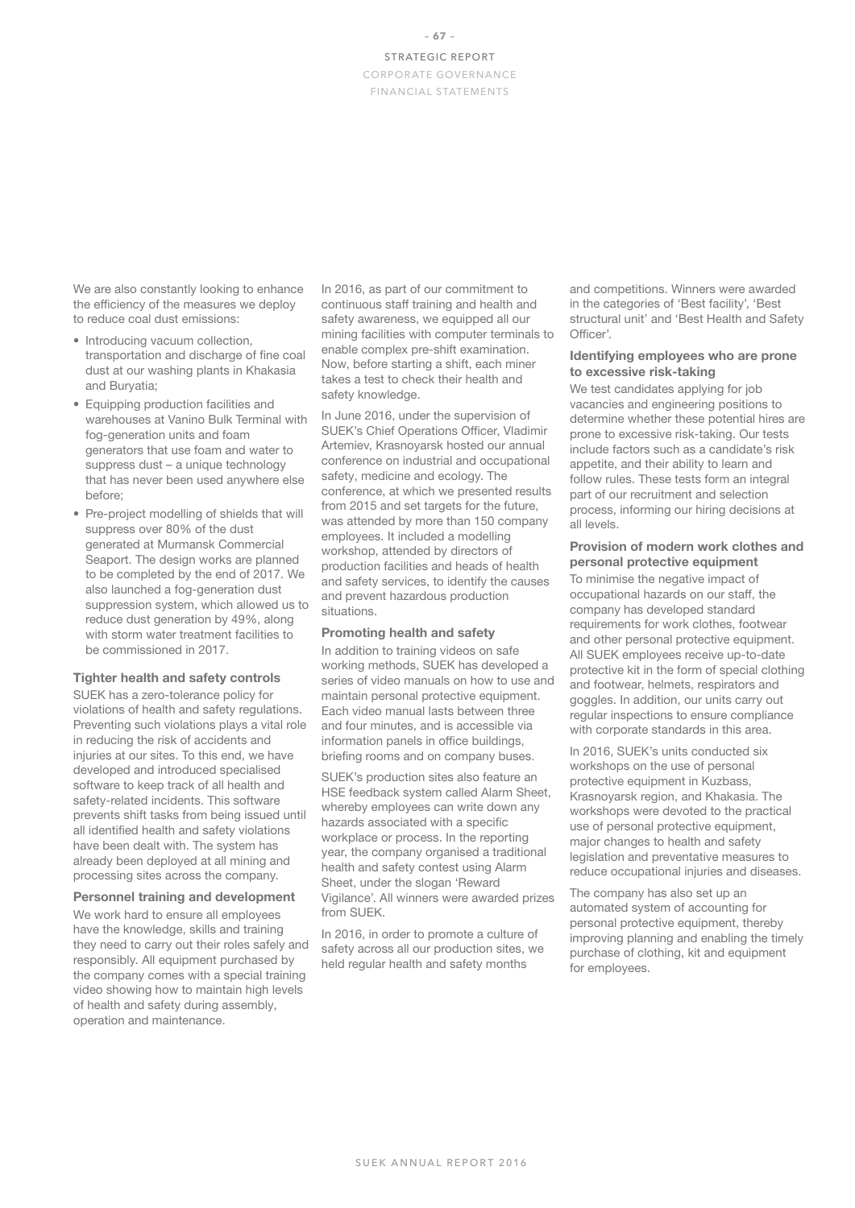We are also constantly looking to enhance the efficiency of the measures we deploy to reduce coal dust emissions:

- Introducing vacuum collection, transportation and discharge of fine coal dust at our washing plants in Khakasia and Buryatia;
- Equipping production facilities and warehouses at Vanino Bulk Terminal with fog-generation units and foam generators that use foam and water to suppress dust – a unique technology that has never been used anywhere else before;
- Pre-project modelling of shields that will suppress over 80% of the dust generated at Murmansk Commercial Seaport. The design works are planned to be completed by the end of 2017. We also launched a fog-generation dust suppression system, which allowed us to reduce dust generation by 49%, along with storm water treatment facilities to be commissioned in 2017.

### Tighter health and safety controls

SUEK has a zero-tolerance policy for violations of health and safety regulations. Preventing such violations plays a vital role in reducing the risk of accidents and injuries at our sites. To this end, we have developed and introduced specialised software to keep track of all health and safety-related incidents. This software prevents shift tasks from being issued until all identified health and safety violations have been dealt with. The system has already been deployed at all mining and processing sites across the company.

### Personnel training and development

We work hard to ensure all employees have the knowledge, skills and training they need to carry out their roles safely and responsibly. All equipment purchased by the company comes with a special training video showing how to maintain high levels of health and safety during assembly, operation and maintenance.

In 2016, as part of our commitment to continuous staff training and health and safety awareness, we equipped all our mining facilities with computer terminals to enable complex pre-shift examination. Now, before starting a shift, each miner takes a test to check their health and safety knowledge.

In June 2016, under the supervision of SUEK's Chief Operations Officer, Vladimir Artemiev, Krasnoyarsk hosted our annual conference on industrial and occupational safety, medicine and ecology. The conference, at which we presented results from 2015 and set targets for the future, was attended by more than 150 company employees. It included a modelling workshop, attended by directors of production facilities and heads of health and safety services, to identify the causes and prevent hazardous production situations.

### Promoting health and safety

In addition to training videos on safe working methods, SUEK has developed a series of video manuals on how to use and maintain personal protective equipment. Each video manual lasts between three and four minutes, and is accessible via information panels in office buildings, briefing rooms and on company buses.

SUEK's production sites also feature an HSE feedback system called Alarm Sheet, whereby employees can write down any hazards associated with a specific workplace or process. In the reporting year, the company organised a traditional health and safety contest using Alarm Sheet, under the slogan 'Reward Vigilance'. All winners were awarded prizes from SUEK.

In 2016, in order to promote a culture of safety across all our production sites, we held regular health and safety months and competitions. Winners were awarded in the categories of 'Best facility', 'Best structural unit' and 'Best Health and Safety Officer'.

### Identifying employees who are prone to excessive risk-taking

We test candidates applying for job vacancies and engineering positions to determine whether these potential hires are prone to excessive risk-taking. Our tests include factors such as a candidate's risk appetite, and their ability to learn and follow rules. These tests form an integral part of our recruitment and selection process, informing our hiring decisions at all levels.

### Provision of modern work clothes and personal protective equipment

To minimise the negative impact of occupational hazards on our staff, the company has developed standard requirements for work clothes, footwear and other personal protective equipment. All SUEK employees receive up-to-date protective kit in the form of special clothing and footwear, helmets, respirators and goggles. In addition, our units carry out regular inspections to ensure compliance with corporate standards in this area.

In 2016, SUEK's units conducted six workshops on the use of personal protective equipment in Kuzbass, Krasnoyarsk region, and Khakasia. The workshops were devoted to the practical use of personal protective equipment, major changes to health and safety legislation and preventative measures to reduce occupational injuries and diseases.

The company has also set up an automated system of accounting for personal protective equipment, thereby improving planning and enabling the timely purchase of clothing, kit and equipment for employees.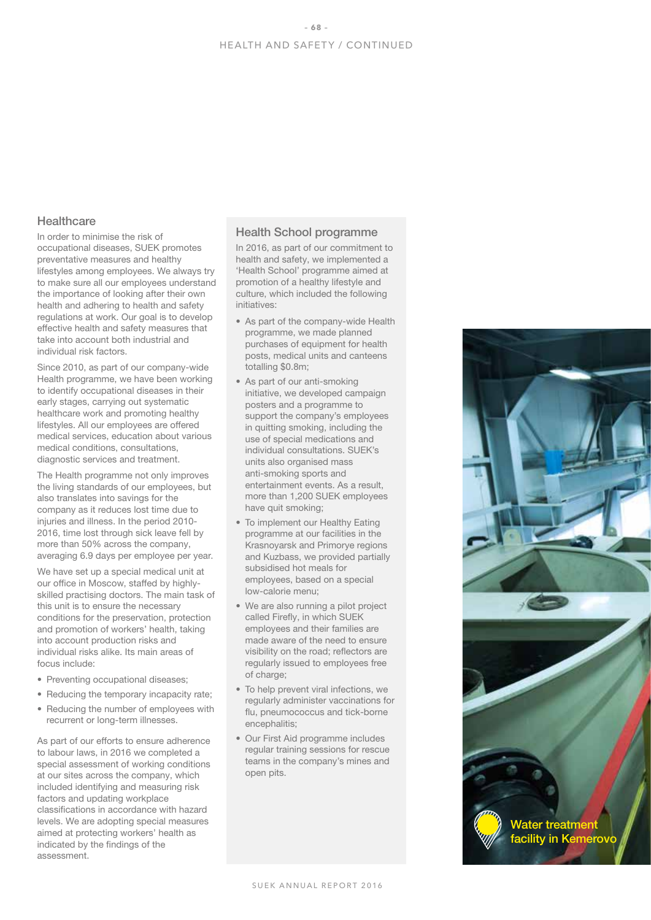## Healthcare

In order to minimise the risk of occupational diseases, SUEK promotes preventative measures and healthy lifestyles among employees. We always try to make sure all our employees understand the importance of looking after their own health and adhering to health and safety regulations at work. Our goal is to develop effective health and safety measures that take into account both industrial and individual risk factors.

Since 2010, as part of our company-wide Health programme, we have been working to identify occupational diseases in their early stages, carrying out systematic healthcare work and promoting healthy lifestyles. All our employees are offered medical services, education about various medical conditions, consultations, diagnostic services and treatment.

The Health programme not only improves the living standards of our employees, but also translates into savings for the company as it reduces lost time due to injuries and illness. In the period 2010-2016, time lost through sick leave fell by more than 50% across the company, averaging 6.9 days per employee per year.

We have set up a special medical unit at our office in Moscow, staffed by highly-skilled practising doctors. The main task of this unit is to ensure the necessary conditions for the preservation, protection and promotion of workers' health, taking into account production risks and individual risks alike. Its main areas of focus include:

- Preventing occupational diseases;
- Reducing the temporary incapacity rate;
- Reducing the number of employees with recurrent or long-term illnesses.

As part of our efforts to ensure adherence to labour laws, in 2016 we completed a special assessment of working conditions at our sites across the company, which included identifying and measuring risk factors and updating workplace classifications in accordance with hazard levels. We are adopting special measures aimed at protecting workers' health as indicated by the findings of the assessment.

### Health School programme

In 2016, as part of our commitment to health and safety, we implemented a 'Health School' programme aimed at promotion of a healthy lifestyle and culture, which included the following initiatives:

- As part of the company-wide Health programme, we made planned purchases of equipment for health posts, medical units and canteens totalling $0.8m;
- As part of our anti-smoking initiative, we developed campaign posters and a programme to support the company's employees in quitting smoking, including the use of special medications and individual consultations. SUEK's units also organised mass anti-smoking sports and entertainment events. As a result, more than 1,200 SUEK employees have quit smoking;
- To implement our Healthy Eating programme at our facilities in the Krasnoyarsk and Primorye regions and Kuzbass, we provided partially subsidised hot meals for employees, based on a special low-calorie menu;
- We are also running a pilot project called Firefly, in which SUEK employees and their families are made aware of the need to ensure visibility on the road; reflectors are regularly issued to employees free of charge;
- To help prevent viral infections, we regularly administer vaccinations for flu, pneumococcus and tick-borne encephalitis;
- Our First Aid programme includes regular training sessions for rescue teams in the company's mines and open pits.

Water treatment facility in Kemerovo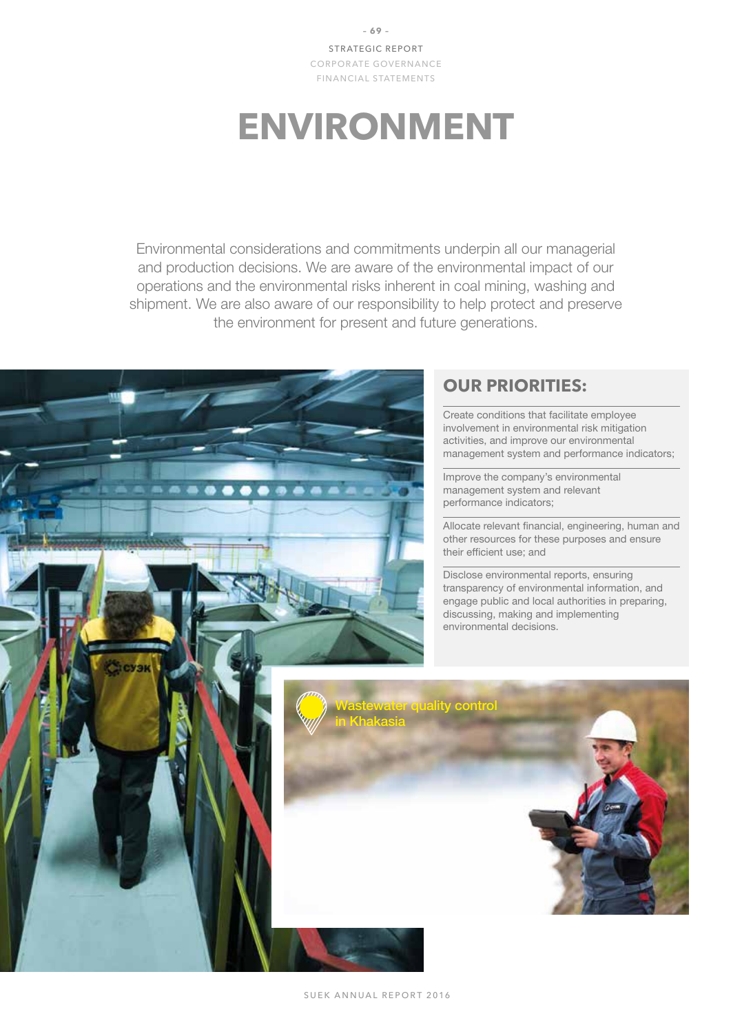# ENVIRONMENT

Environmental considerations and commitments underpin all our managerial and production decisions. We are aware of the environmental impact of our operations and the environmental risks inherent in coal mining, washing and shipment. We are also aware of our responsibility to help protect and preserve the environment for present and future generations.

## OUR PRIORITIES:

- Create conditions that facilitate employee involvement in environmental risk mitigation activities, and improve our environmental management system and performance indicators;
- Improve the company's environmental management system and relevant performance indicators;
- Allocate relevant financial, engineering, human and other resources for these purposes and ensure their efficient use; and
- Disclose environmental reports, ensuring transparency of environmental information, and engage public and local authorities in preparing, discussing, making and implementing environmental decisions.

Wastewater quality control in Khakasia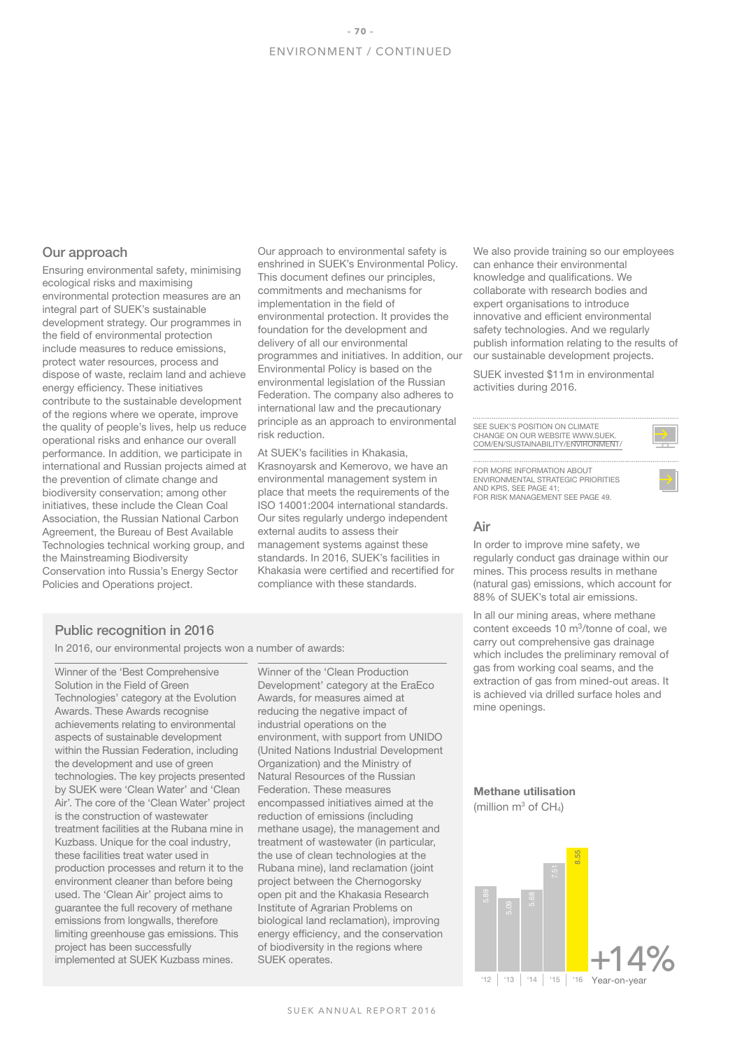ENVIRONMENT / CONTINUED

## Our approach

Ensuring environmental safety, minimising ecological risks and maximising environmental protection measures are an integral part of SUEK's sustainable development strategy. Our programmes in the field of environmental protection include measures to reduce emissions, protect water resources, process and dispose of waste, reclaim land and achieve energy efficiency. These initiatives contribute to the sustainable development of the regions where we operate, improve the quality of people's lives, help us reduce operational risks and enhance our overall performance. In addition, we participate in international and Russian projects aimed at the prevention of climate change and biodiversity conservation; among other initiatives, these include the Clean Coal Association, the Russian National Carbon Agreement, the Bureau of Best Available Technologies technical working group, and the Mainstreaming Biodiversity Conservation into Russia's Energy Sector Policies and Operations project.

Our approach to environmental safety is enshrined in SUEK's Environmental Policy. This document defines our principles, commitments and mechanisms for implementation in the field of environmental protection. It provides the foundation for the development and delivery of all our environmental programmes and initiatives. In addition, our Environmental Policy is based on the environmental legislation of the Russian Federation. The company also adheres to international law and the precautionary principle as an approach to environmental risk reduction.

At SUEK's facilities in Khakasia, Krasnoyarsk and Kemerovo, we have an environmental management system in place that meets the requirements of the ISO 14001:2004 international standards. Our sites regularly undergo independent external audits to assess their management systems against these standards. In 2016, SUEK's facilities in Khakasia were certified and recertified for compliance with these standards.

We also provide training so our employees can enhance their environmental knowledge and qualifications. We collaborate with research bodies and expert organisations to introduce innovative and efficient environmental safety technologies. And we regularly publish information relating to the results of our sustainable development projects.

SUEK invested $11m in environmental activities during 2016.

SEE SUEK'S POSITION ON CLIMATE CHANGE ON OUR WEBSITE WWW.SUEK.COM/EN/SUSTAINABILITY/ENVIRONMENT/

FOR MORE INFORMATION ABOUT ENVIRONMENTAL STRATEGIC PRIORITIES AND KPIS, SEE PAGE 41; FOR RISK MANAGEMENT SEE PAGE 49.

## Public recognition in 2016

In 2016, our environmental projects won a number of awards:

Winner of the 'Best Comprehensive Solution in the Field of Green Technologies' category at the Evolution Awards. These Awards recognise achievements relating to environmental aspects of sustainable development within the Russian Federation, including the development and use of green technologies. The key projects presented by SUEK were 'Clean Water' and 'Clean Air'. The core of the 'Clean Water' project is the construction of wastewater treatment facilities at the Rubana mine in Kuzbass. Unique for the coal industry, these facilities treat water used in production processes and return it to the environment cleaner than before being used. The 'Clean Air' project aims to guarantee the full recovery of methane emissions from longwalls, therefore limiting greenhouse gas emissions. This project has been successfully implemented at SUEK Kuzbass mines.

Winner of the 'Clean Production Development' category at the EraEco Awards, for measures aimed at reducing the negative impact of industrial operations on the environment, with support from UNIDO (United Nations Industrial Development Organization) and the Ministry of Natural Resources of the Russian Federation. These measures encompassed initiatives aimed at the reduction of emissions (including methane usage), the management and treatment of wastewater (in particular, the use of clean technologies at the Rubana mine), land reclamation (joint project between the Chernogorsky open pit and the Khakasia Research Institute of Agrarian Problems on biological land reclamation), improving energy efficiency, and the conservation of biodiversity in the regions where SUEK operates.

## Air

In order to improve mine safety, we regularly conduct gas drainage within our mines. This process results in methane (natural gas) emissions, which account for 88% of SUEK's total air emissions.

In all our mining areas, where methane content exceeds 10 $m^3$/tonne of coal, we carry out comprehensive gas drainage which includes the preliminary removal of gas from working coal seams, and the extraction of gas from mined-out areas. It is achieved via drilled surface holes and mine openings.

**Methane utilisation**
(million $m^3$ of $CH_4$)

| Year | '12 | '13 | '14 | '15 | '16 |
|---|---|---|---|---|---|
| Methane utilisation | 5.89 | 5.09 | 5.68 | 7.51 | 8.55 |

+14% Year-on-year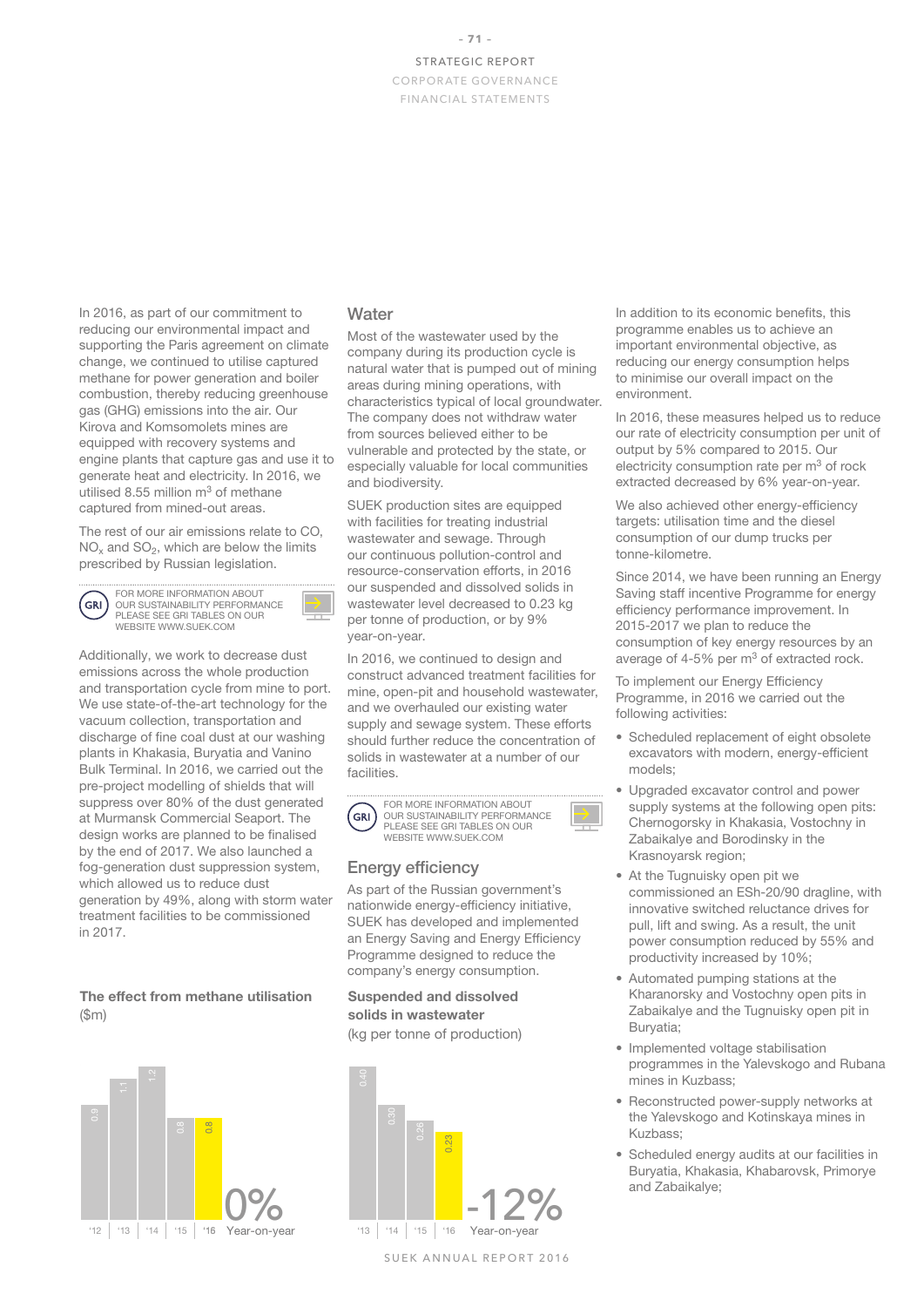In 2016, as part of our commitment to reducing our environmental impact and supporting the Paris agreement on climate change, we continued to utilise captured methane for power generation and boiler combustion, thereby reducing greenhouse gas (GHG) emissions into the air. Our Kirova and Komsomolets mines are equipped with recovery systems and engine plants that capture gas and use it to generate heat and electricity. In 2016, we utilised 8.55 million $m^3$ of methane captured from mined-out areas.

The rest of our air emissions relate to CO, $NO_x$ and $SO_2$, which are below the limits prescribed by Russian legislation.

FOR MORE INFORMATION ABOUT OUR SUSTAINABILITY PERFORMANCE PLEASE SEE GRI TABLES ON OUR WEBSITE WWW.SUEK.COM

Additionally, we work to decrease dust emissions across the whole production and transportation cycle from mine to port. We use state-of-the-art technology for the vacuum collection, transportation and discharge of fine coal dust at our washing plants in Khakasia, Buryatia and Vanino Bulk Terminal. In 2016, we carried out the pre-project modelling of shields that will suppress over 80% of the dust generated at Murmansk Commercial Seaport. The design works are planned to be finalised by the end of 2017. We also launched a fog-generation dust suppression system, which allowed us to reduce dust generation by 49%, along with storm water treatment facilities to be commissioned in 2017.

**The effect from methane utilisation** ($m)

| '12 | '13 | '14 | '15 | '16 |
|---|---|---|---|---|
| 0.9 | 1.1 | 1.2 | 0.8 | 0.8 |

0% Year-on-year

## Water

Most of the wastewater used by the company during its production cycle is natural water that is pumped out of mining areas during mining operations, with characteristics typical of local groundwater. The company does not withdraw water from sources believed either to be vulnerable and protected by the state, or especially valuable for local communities and biodiversity.

SUEK production sites are equipped with facilities for treating industrial wastewater and sewage. Through our continuous pollution-control and resource-conservation efforts, in 2016 our suspended and dissolved solids in wastewater level decreased to 0.23 kg per tonne of production, or by 9% year-on-year.

In 2016, we continued to design and construct advanced treatment facilities for mine, open-pit and household wastewater, and we overhauled our existing water supply and sewage system. These efforts should further reduce the concentration of solids in wastewater at a number of our facilities.

FOR MORE INFORMATION ABOUT OUR SUSTAINABILITY PERFORMANCE PLEASE SEE GRI TABLES ON OUR WEBSITE WWW.SUEK.COM

## Energy efficiency

As part of the Russian government's nationwide energy-efficiency initiative, SUEK has developed and implemented an Energy Saving and Energy Efficiency Programme designed to reduce the company's energy consumption.

**Suspended and dissolved solids in wastewater**
(kg per tonne of production)

| '13 | '14 | '15 | '16 |
|---|---|---|---|
| 0.40 | 0.30 | 0.26 | 0.23 |

-12% Year-on-year

In addition to its economic benefits, this programme enables us to achieve an important environmental objective, as reducing our energy consumption helps to minimise our overall impact on the environment.

In 2016, these measures helped us to reduce our rate of electricity consumption per unit of output by 5% compared to 2015. Our electricity consumption rate per $m^3$ of rock extracted decreased by 6% year-on-year.

We also achieved other energy-efficiency targets: utilisation time and the diesel consumption of our dump trucks per tonne-kilometre.

Since 2014, we have been running an Energy Saving staff incentive Programme for energy efficiency performance improvement. In 2015-2017 we plan to reduce the consumption of key energy resources by an average of 4-5% per $m^3$ of extracted rock.

To implement our Energy Efficiency Programme, in 2016 we carried out the following activities:

- Scheduled replacement of eight obsolete excavators with modern, energy-efficient models;
- Upgraded excavator control and power supply systems at the following open pits: Chernogorsky in Khakasia, Vostochny in Zabaikalye and Borodinsky in the Krasnoyarsk region;
- At the Tugnuisky open pit we commissioned an ESh-20/90 dragline, with innovative switched reluctance drives for pull, lift and swing. As a result, the unit power consumption reduced by 55% and productivity increased by 10%;
- Automated pumping stations at the Kharanorsky and Vostochny open pits in Zabaikalye and the Tugnuisky open pit in Buryatia;
- Implemented voltage stabilisation programmes in the Yalevskogo and Rubana mines in Kuzbass;
- Reconstructed power-supply networks at the Yalevskogo and Kotinskaya mines in Kuzbass;
- Scheduled energy audits at our facilities in Buryatia, Khakasia, Khabarovsk, Primorye and Zabaikalye;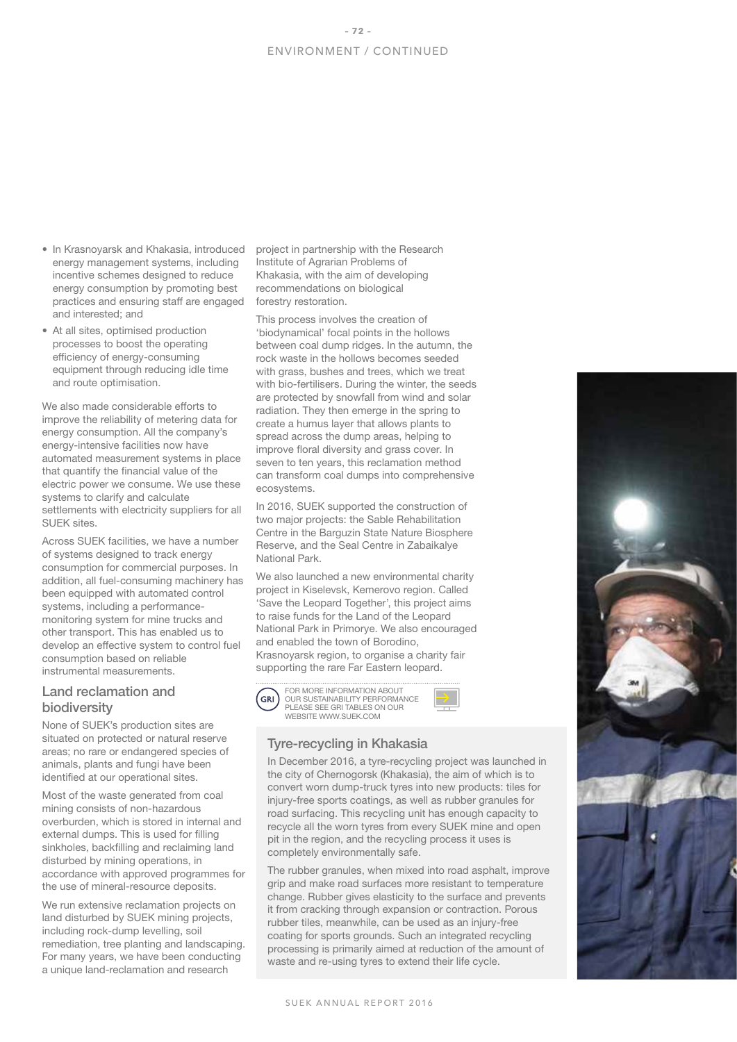- In Krasnoyarsk and Khakasia, introduced energy management systems, including incentive schemes designed to reduce energy consumption by promoting best practices and ensuring staff are engaged and interested; and
- At all sites, optimised production processes to boost the operating efficiency of energy-consuming equipment through reducing idle time and route optimisation.

We also made considerable efforts to improve the reliability of metering data for energy consumption. All the company's energy-intensive facilities now have automated measurement systems in place that quantify the financial value of the electric power we consume. We use these systems to clarify and calculate settlements with electricity suppliers for all SUEK sites.

Across SUEK facilities, we have a number of systems designed to track energy consumption for commercial purposes. In addition, all fuel-consuming machinery has been equipped with automated control systems, including a performance-monitoring system for mine trucks and other transport. This has enabled us to develop an effective system to control fuel consumption based on reliable instrumental measurements.

## Land reclamation and biodiversity

None of SUEK's production sites are situated on protected or natural reserve areas; no rare or endangered species of animals, plants and fungi have been identified at our operational sites.

Most of the waste generated from coal mining consists of non-hazardous overburden, which is stored in internal and external dumps. This is used for filling sinkholes, backfilling and reclaiming land disturbed by mining operations, in accordance with approved programmes for the use of mineral-resource deposits.

We run extensive reclamation projects on land disturbed by SUEK mining projects, including rock-dump levelling, soil remediation, tree planting and landscaping. For many years, we have been conducting a unique land-reclamation and research project in partnership with the Research Institute of Agrarian Problems of Khakasia, with the aim of developing recommendations on biological forestry restoration.

This process involves the creation of 'biodynamical' focal points in the hollows between coal dump ridges. In the autumn, the rock waste in the hollows becomes seeded with grass, bushes and trees, which we treat with bio-fertilisers. During the winter, the seeds are protected by snowfall from wind and solar radiation. They then emerge in the spring to create a humus layer that allows plants to spread across the dump areas, helping to improve floral diversity and grass cover. In seven to ten years, this reclamation method can transform coal dumps into comprehensive ecosystems.

In 2016, SUEK supported the construction of two major projects: the Sable Rehabilitation Centre in the Barguzin State Nature Biosphere Reserve, and the Seal Centre in Zabaikalye National Park.

We also launched a new environmental charity project in Kiselevsk, Kemerovo region. Called 'Save the Leopard Together', this project aims to raise funds for the Land of the Leopard National Park in Primorye. We also encouraged and enabled the town of Borodino, Krasnoyarsk region, to organise a charity fair supporting the rare Far Eastern leopard.

FOR MORE INFORMATION ABOUT OUR SUSTAINABILITY PERFORMANCE PLEASE SEE GRI TABLES ON OUR WEBSITE WWW.SUEK.COM

### Tyre-recycling in Khakasia

In December 2016, a tyre-recycling project was launched in the city of Chernogorsk (Khakasia), the aim of which is to convert worn dump-truck tyres into new products: tiles for injury-free sports coatings, as well as rubber granules for road surfacing. This recycling unit has enough capacity to recycle all the worn tyres from every SUEK mine and open pit in the region, and the recycling process it uses is completely environmentally safe.

The rubber granules, when mixed into road asphalt, improve grip and make road surfaces more resistant to temperature change. Rubber gives elasticity to the surface and prevents it from cracking through expansion or contraction. Porous rubber tiles, meanwhile, can be used as an injury-free coating for sports grounds. Such an integrated recycling processing is primarily aimed at reduction of the amount of waste and re-using tyres to extend their life cycle.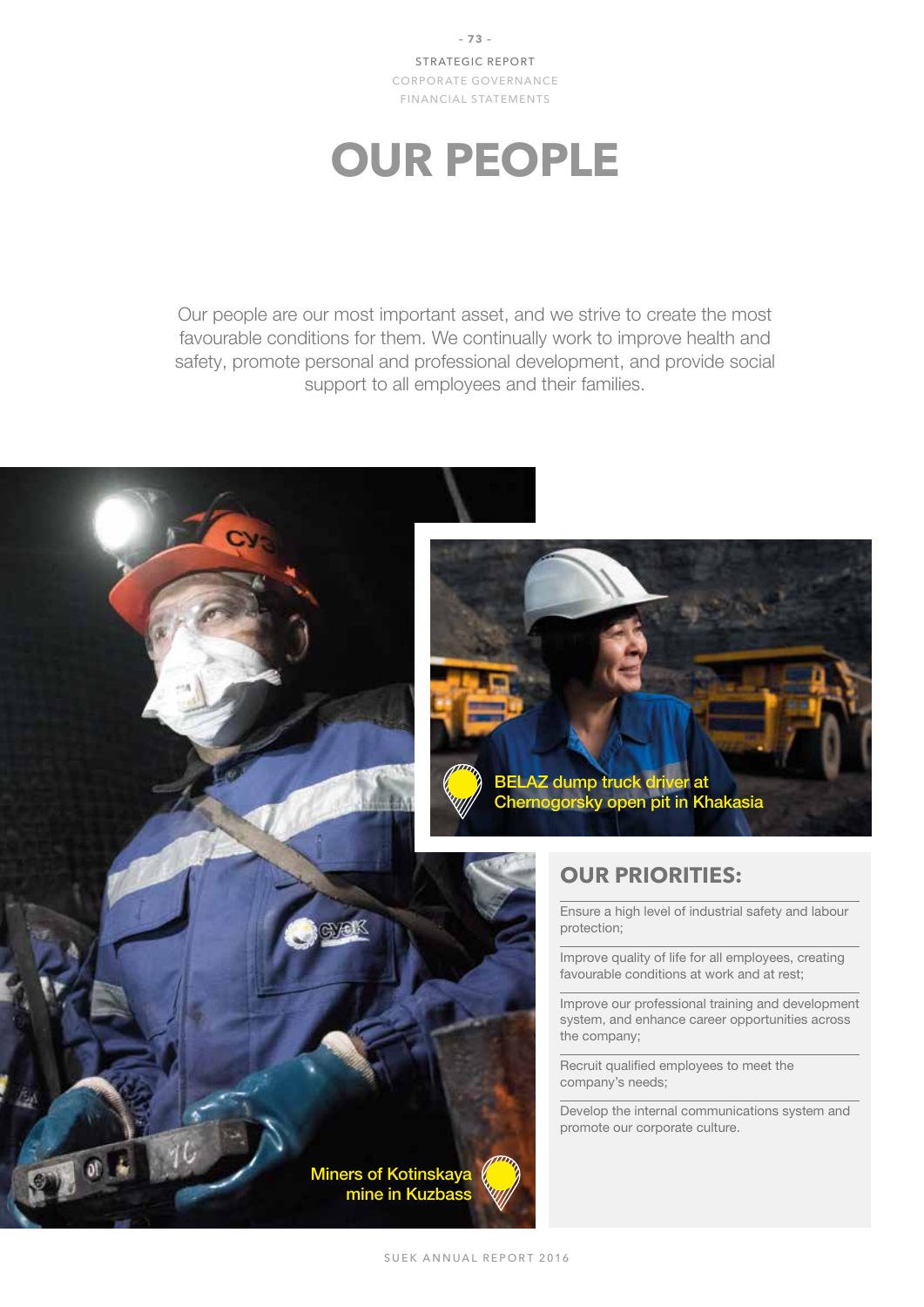# OUR PEOPLE

Our people are our most important asset, and we strive to create the most favourable conditions for them. We continually work to improve health and safety, promote personal and professional development, and provide social support to all employees and their families.

BELAZ dump truck driver at Chernogorsky open pit in Khakasia

Miners of Kotinskaya mine in Kuzbass

## OUR PRIORITIES:

- Ensure a high level of industrial safety and labour protection;
- Improve quality of life for all employees, creating favourable conditions at work and at rest;
- Improve our professional training and development system, and enhance career opportunities across the company;
- Recruit qualified employees to meet the company's needs;
- Develop the internal communications system and promote our corporate culture.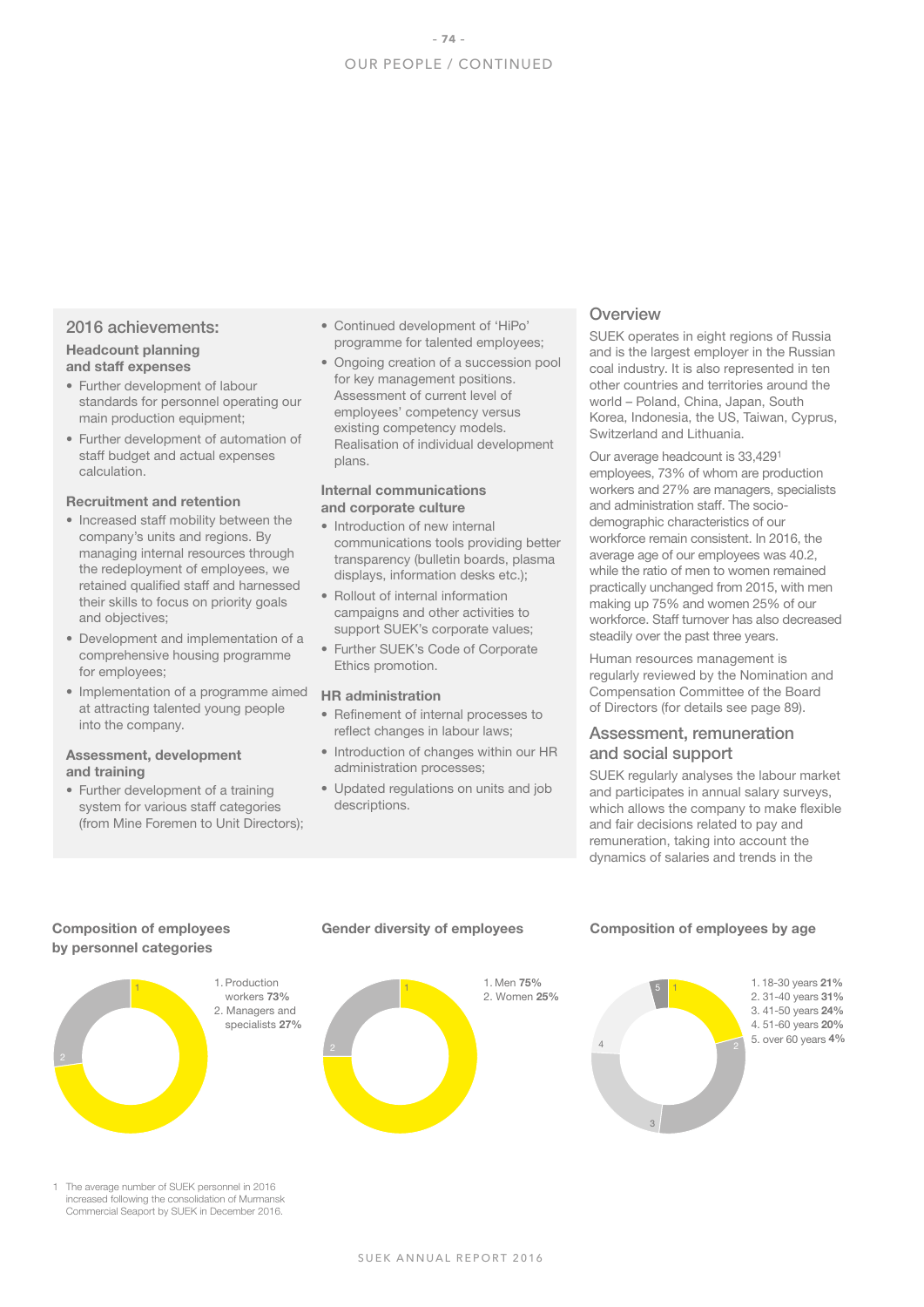## OUR PEOPLE / CONTINUED

### 2016 achievements:

**Headcount planning and staff expenses**

- Further development of labour standards for personnel operating our main production equipment;
- Further development of automation of staff budget and actual expenses calculation.

**Recruitment and retention**

- Increased staff mobility between the company's units and regions. By managing internal resources through the redeployment of employees, we retained qualified staff and harnessed their skills to focus on priority goals and objectives;
- Development and implementation of a comprehensive housing programme for employees;
- Implementation of a programme aimed at attracting talented young people into the company.

**Assessment, development and training**

- Further development of a training system for various staff categories (from Mine Foremen to Unit Directors);
- Continued development of 'HiPo' programme for talented employees;
- Ongoing creation of a succession pool for key management positions. Assessment of current level of employees' competency versus existing competency models. Realisation of individual development plans.

**Internal communications and corporate culture**

- Introduction of new internal communications tools providing better transparency (bulletin boards, plasma displays, information desks etc.);
- Rollout of internal information campaigns and other activities to support SUEK's corporate values;
- Further SUEK's Code of Corporate Ethics promotion.

**HR administration**

- Refinement of internal processes to reflect changes in labour laws;
- Introduction of changes within our HR administration processes;
- Updated regulations on units and job descriptions.

### Overview

SUEK operates in eight regions of Russia and is the largest employer in the Russian coal industry. It is also represented in ten other countries and territories around the world – Poland, China, Japan, South Korea, Indonesia, the US, Taiwan, Cyprus, Switzerland and Lithuania.

Our average headcount is 33,429[1] employees, 73% of whom are production workers and 27% are managers, specialists and administration staff. The socio-demographic characteristics of our workforce remain consistent. In 2016, the average age of our employees was 40.2, while the ratio of men to women remained practically unchanged from 2015, with men making up 75% and women 25% of our workforce. Staff turnover has also decreased steadily over the past three years.

Human resources management is regularly reviewed by the Nomination and Compensation Committee of the Board of Directors (for details see page 89).

### Assessment, remuneration and social support

SUEK regularly analyses the labour market and participates in annual salary surveys, which allows the company to make flexible and fair decisions related to pay and remuneration, taking into account the dynamics of salaries and trends in the

**Composition of employees by personnel categories**

1. Production workers **73%**
2. Managers and specialists **27%**

**Gender diversity of employees**

1. Men **75%**
2. Women **25%**

**Composition of employees by age**

1. 18-30 years **21%**
2. 31-40 years **31%**
3. 41-50 years **24%**
4. 51-60 years **20%**
5. over 60 years **4%**

1 The average number of SUEK personnel in 2016 increased following the consolidation of Murmansk Commercial Seaport by SUEK in December 2016.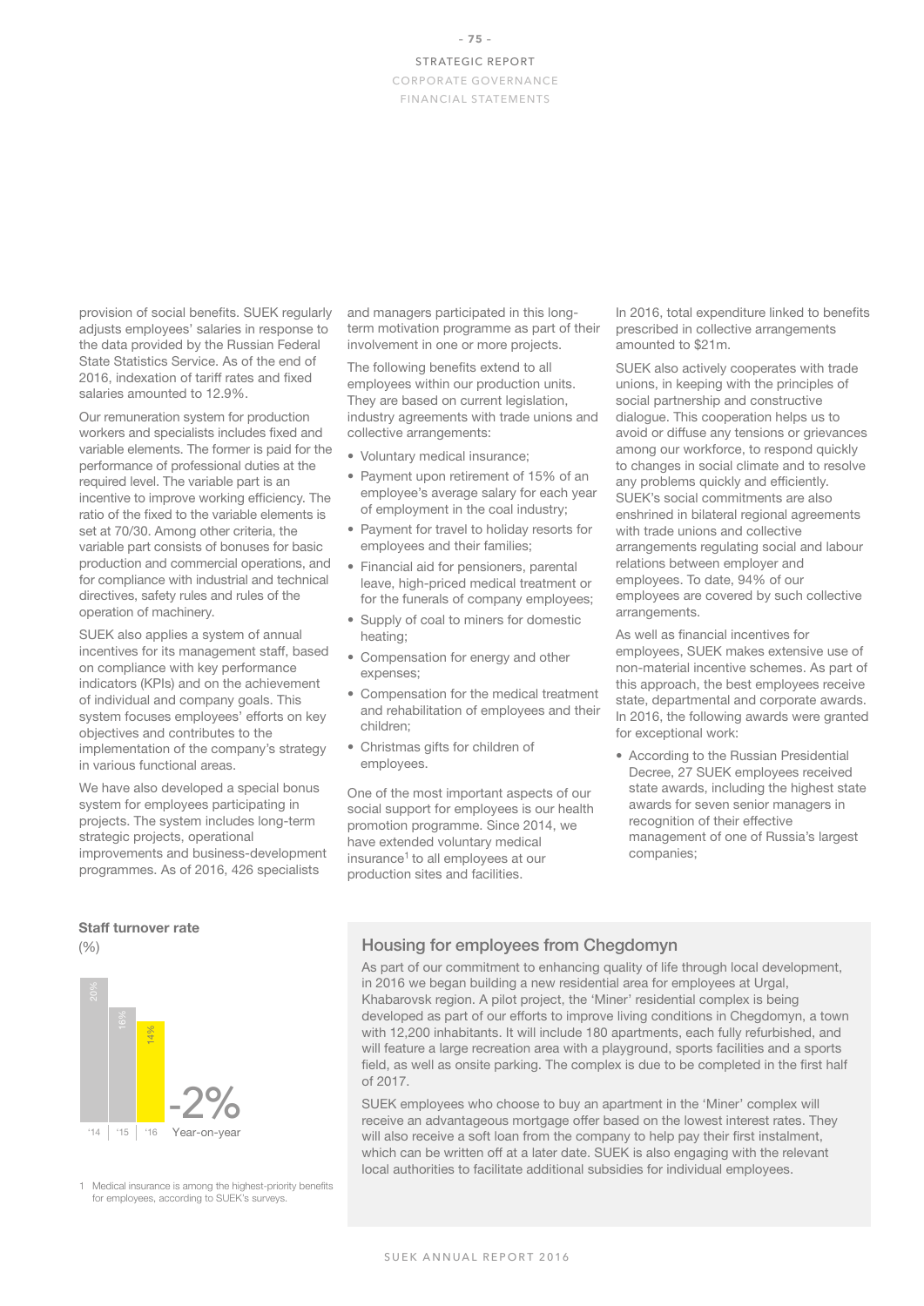provision of social benefits. SUEK regularly adjusts employees' salaries in response to the data provided by the Russian Federal State Statistics Service. As of the end of 2016, indexation of tariff rates and fixed salaries amounted to 12.9%.

Our remuneration system for production workers and specialists includes fixed and variable elements. The former is paid for the performance of professional duties at the required level. The variable part is an incentive to improve working efficiency. The ratio of the fixed to the variable elements is set at 70/30. Among other criteria, the variable part consists of bonuses for basic production and commercial operations, and for compliance with industrial and technical directives, safety rules and rules of the operation of machinery.

SUEK also applies a system of annual incentives for its management staff, based on compliance with key performance indicators (KPIs) and on the achievement of individual and company goals. This system focuses employees' efforts on key objectives and contributes to the implementation of the company's strategy in various functional areas.

We have also developed a special bonus system for employees participating in projects. The system includes long-term strategic projects, operational improvements and business-development programmes. As of 2016, 426 specialists and managers participated in this long-term motivation programme as part of their involvement in one or more projects.

The following benefits extend to all employees within our production units. They are based on current legislation, industry agreements with trade unions and collective arrangements:

- Voluntary medical insurance;
- Payment upon retirement of 15% of an employee's average salary for each year of employment in the coal industry;
- Payment for travel to holiday resorts for employees and their families;
- Financial aid for pensioners, parental leave, high-priced medical treatment or for the funerals of company employees;
- Supply of coal to miners for domestic heating;
- Compensation for energy and other expenses;
- Compensation for the medical treatment and rehabilitation of employees and their children;
- Christmas gifts for children of employees.

One of the most important aspects of our social support for employees is our health promotion programme. Since 2014, we have extended voluntary medical insurance[1] to all employees at our production sites and facilities.

In 2016, total expenditure linked to benefits prescribed in collective arrangements amounted to $21m.

SUEK also actively cooperates with trade unions, in keeping with the principles of social partnership and constructive dialogue. This cooperation helps us to avoid or diffuse any tensions or grievances among our workforce, to respond quickly to changes in social climate and to resolve any problems quickly and efficiently. SUEK's social commitments are also enshrined in bilateral regional agreements with trade unions and collective arrangements regulating social and labour relations between employer and employees. To date, 94% of our employees are covered by such collective arrangements.

As well as financial incentives for employees, SUEK makes extensive use of non-material incentive schemes. As part of this approach, the best employees receive state, departmental and corporate awards. In 2016, the following awards were granted for exceptional work:

- According to the Russian Presidential Decree, 27 SUEK employees received state awards, including the highest state awards for seven senior managers in recognition of their effective management of one of Russia's largest companies;

**Staff turnover rate**

(%)

| '14 | '15 | '16 |
|---|---|---|
| 20% | 16% | 14% |

-2% Year-on-year

1 Medical insurance is among the highest-priority benefits for employees, according to SUEK's surveys.

## Housing for employees from Chegdomyn

As part of our commitment to enhancing quality of life through local development, in 2016 we began building a new residential area for employees at Urgal, Khabarovsk region. A pilot project, the 'Miner' residential complex is being developed as part of our efforts to improve living conditions in Chegdomyn, a town with 12,200 inhabitants. It will include 180 apartments, each fully refurbished, and will feature a large recreation area with a playground, sports facilities and a sports field, as well as onsite parking. The complex is due to be completed in the first half of 2017.

SUEK employees who choose to buy an apartment in the 'Miner' complex will receive an advantageous mortgage offer based on the lowest interest rates. They will also receive a soft loan from the company to help pay their first instalment, which can be written off at a later date. SUEK is also engaging with the relevant local authorities to facilitate additional subsidies for individual employees.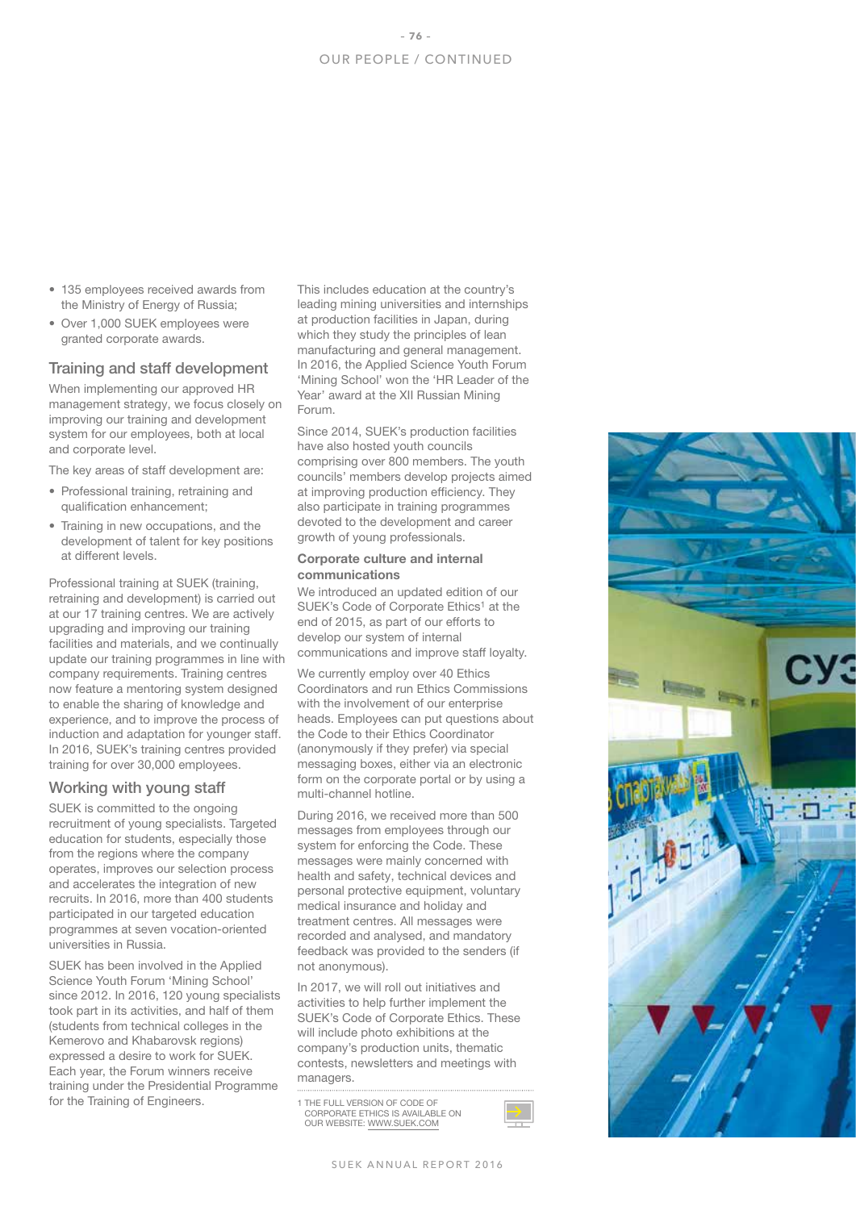- 135 employees received awards from the Ministry of Energy of Russia;
- Over 1,000 SUEK employees were granted corporate awards.

## Training and staff development

When implementing our approved HR management strategy, we focus closely on improving our training and development system for our employees, both at local and corporate level.

The key areas of staff development are:

- Professional training, retraining and qualification enhancement;
- Training in new occupations, and the development of talent for key positions at different levels.

Professional training at SUEK (training, retraining and development) is carried out at our 17 training centres. We are actively upgrading and improving our training facilities and materials, and we continually update our training programmes in line with company requirements. Training centres now feature a mentoring system designed to enable the sharing of knowledge and experience, and to improve the process of induction and adaptation for younger staff. In 2016, SUEK's training centres provided training for over 30,000 employees.

## Working with young staff

SUEK is committed to the ongoing recruitment of young specialists. Targeted education for students, especially those from the regions where the company operates, improves our selection process and accelerates the integration of new recruits. In 2016, more than 400 students participated in our targeted education programmes at seven vocation-oriented universities in Russia.

SUEK has been involved in the Applied Science Youth Forum 'Mining School' since 2012. In 2016, 120 young specialists took part in its activities, and half of them (students from technical colleges in the Kemerovo and Khabarovsk regions) expressed a desire to work for SUEK. Each year, the Forum winners receive training under the Presidential Programme for the Training of Engineers. This includes education at the country's leading mining universities and internships at production facilities in Japan, during which they study the principles of lean manufacturing and general management. In 2016, the Applied Science Youth Forum 'Mining School' won the 'HR Leader of the Year' award at the XII Russian Mining Forum.

Since 2014, SUEK's production facilities have also hosted youth councils comprising over 800 members. The youth councils' members develop projects aimed at improving production efficiency. They also participate in training programmes devoted to the development and career growth of young professionals.

### Corporate culture and internal communications

We introduced an updated edition of our SUEK's Code of Corporate Ethics[1] at the end of 2015, as part of our efforts to develop our system of internal communications and improve staff loyalty.

We currently employ over 40 Ethics Coordinators and run Ethics Commissions with the involvement of our enterprise heads. Employees can put questions about the Code to their Ethics Coordinator (anonymously if they prefer) via special messaging boxes, either via an electronic form on the corporate portal or by using a multi-channel hotline.

During 2016, we received more than 500 messages from employees through our system for enforcing the Code. These messages were mainly concerned with health and safety, technical devices and personal protective equipment, voluntary medical insurance and holiday and treatment centres. All messages were recorded and analysed, and mandatory feedback was provided to the senders (if not anonymous).

In 2017, we will roll out initiatives and activities to help further implement the SUEK's Code of Corporate Ethics. These will include photo exhibitions at the company's production units, thematic contests, newsletters and meetings with managers.

1 THE FULL VERSION OF CODE OF CORPORATE ETHICS IS AVAILABLE ON OUR WEBSITE: WWW.SUEK.COM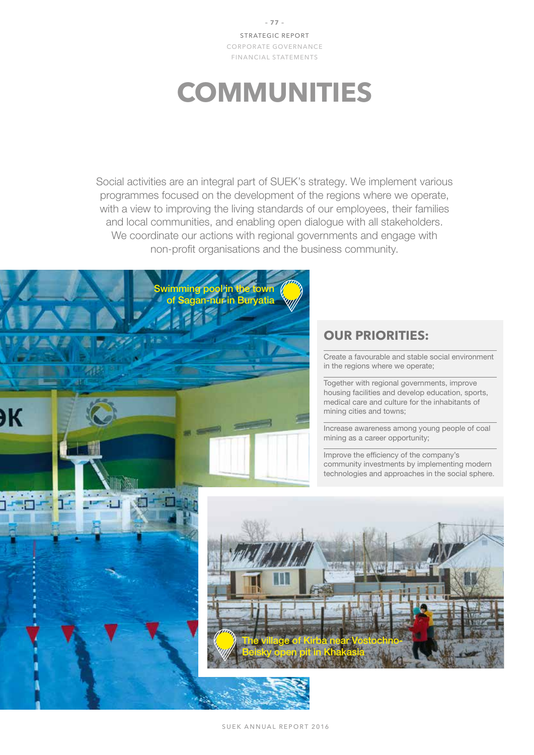# COMMUNITIES

Social activities are an integral part of SUEK's strategy. We implement various programmes focused on the development of the regions where we operate, with a view to improving the living standards of our employees, their families and local communities, and enabling open dialogue with all stakeholders. We coordinate our actions with regional governments and engage with non-profit organisations and the business community.

Swimming pool in the town of Sagan-nur in Buryatia

## OUR PRIORITIES:

- Create a favourable and stable social environment in the regions where we operate;
- Together with regional governments, improve housing facilities and develop education, sports, medical care and culture for the inhabitants of mining cities and towns;
- Increase awareness among young people of coal mining as a career opportunity;
- Improve the efficiency of the company's community investments by implementing modern technologies and approaches in the social sphere.

The village of Kirba near Vostochno-Beisky open pit in Khakasia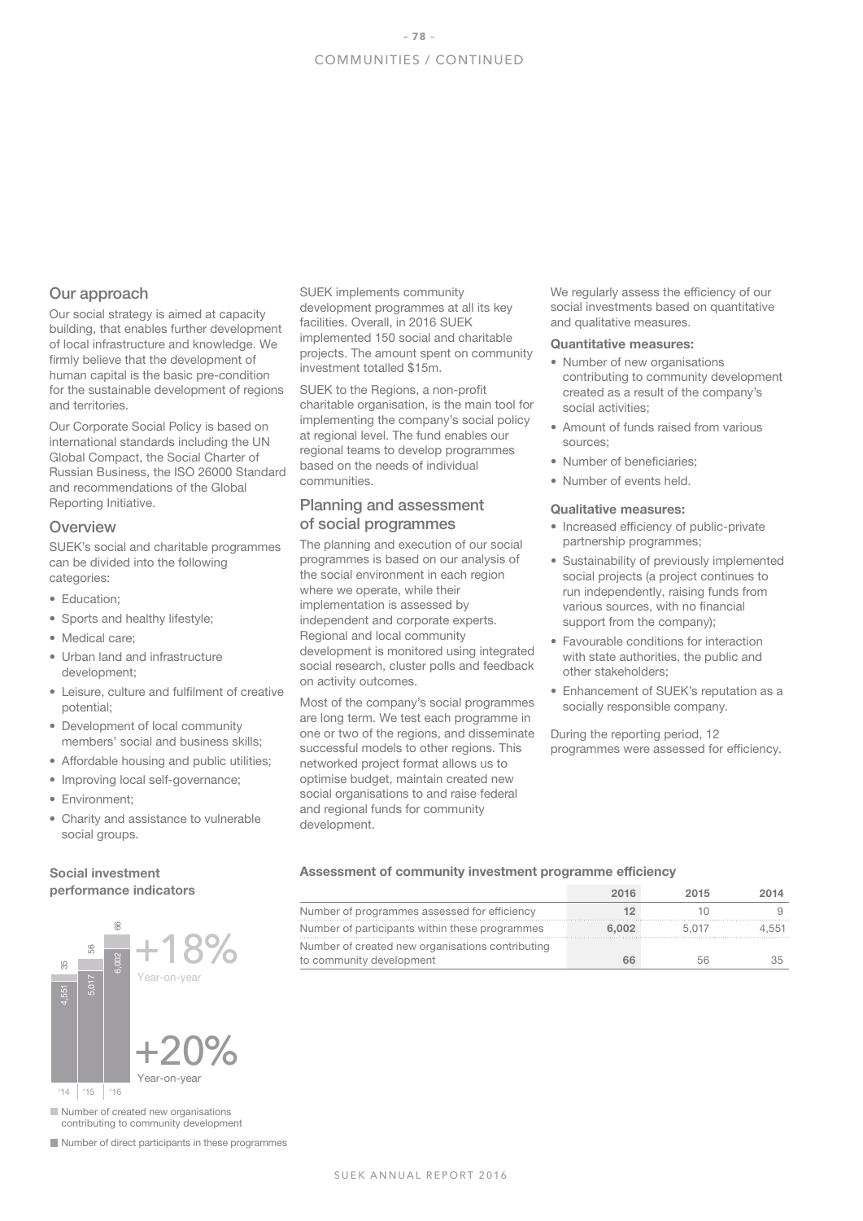## Our approach

Our social strategy is aimed at capacity building, that enables further development of local infrastructure and knowledge. We firmly believe that the development of human capital is the basic pre-condition for the sustainable development of regions and territories.

Our Corporate Social Policy is based on international standards including the UN Global Compact, the Social Charter of Russian Business, the ISO 26000 Standard and recommendations of the Global Reporting Initiative.

## Overview

SUEK's social and charitable programmes can be divided into the following categories:

- Education;
- Sports and healthy lifestyle;
- Medical care;
- Urban land and infrastructure development;
- Leisure, culture and fulfilment of creative potential;
- Development of local community members' social and business skills;
- Affordable housing and public utilities;
- Improving local self-governance;
- Environment;
- Charity and assistance to vulnerable social groups.

SUEK implements community development programmes at all its key facilities. Overall, in 2016 SUEK implemented 150 social and charitable projects. The amount spent on community investment totalled $15m.

SUEK to the Regions, a non-profit charitable organisation, is the main tool for implementing the company's social policy at regional level. The fund enables our regional teams to develop programmes based on the needs of individual communities.

## Planning and assessment of social programmes

The planning and execution of our social programmes is based on our analysis of the social environment in each region where we operate, while their implementation is assessed by independent and corporate experts. Regional and local community development is monitored using integrated social research, cluster polls and feedback on activity outcomes.

Most of the company's social programmes are long term. We test each programme in one or two of the regions, and disseminate successful models to other regions. This networked project format allows us to optimise budget, maintain created new social organisations to and raise federal and regional funds for community development.

We regularly assess the efficiency of our social investments based on quantitative and qualitative measures.

**Quantitative measures:**

- Number of new organisations contributing to community development created as a result of the company's social activities;
- Amount of funds raised from various sources;
- Number of beneficiaries;
- Number of events held.

**Qualitative measures:**

- Increased efficiency of public-private partnership programmes;
- Sustainability of previously implemented social projects (a project continues to run independently, raising funds from various sources, with no financial support from the company);
- Favourable conditions for interaction with state authorities, the public and other stakeholders;
- Enhancement of SUEK's reputation as a socially responsible company.

During the reporting period, 12 programmes were assessed for efficiency.

**Social investment performance indicators**

| | '14 | '15 | '16 |
|---|---|---|---|
| Number of created new organisations contributing to community development | 35 | 56 | 66 |
| Number of direct participants in these programmes | 4,551 | 5,017 | 6,002 |

+18% Year-on-year

+20% Year-on-year

**Assessment of community investment programme efficiency**

| | 2016 | 2015 | 2014 |
|---|---|---|---|
| Number of programmes assessed for efficiency | **12** | 10 | 9 |
| Number of participants within these programmes | **6,002** | 5,017 | 4,551 |
| Number of created new organisations contributing to community development | **66** | 56 | 35 |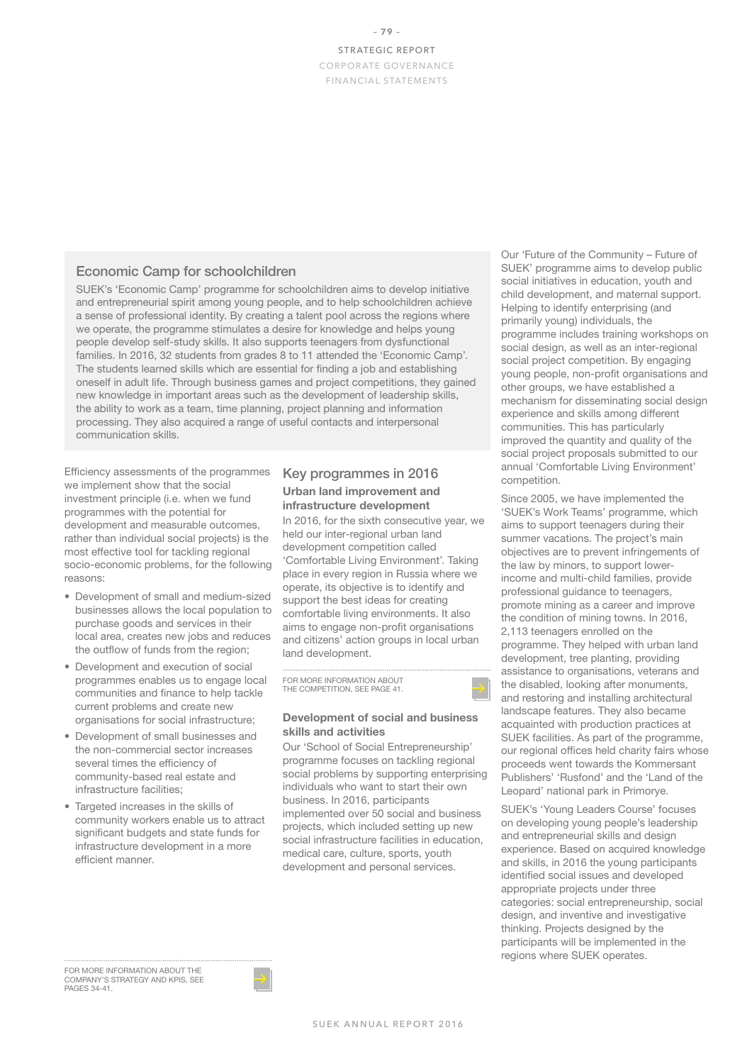## Economic Camp for schoolchildren

SUEK's 'Economic Camp' programme for schoolchildren aims to develop initiative and entrepreneurial spirit among young people, and to help schoolchildren achieve a sense of professional identity. By creating a talent pool across the regions where we operate, the programme stimulates a desire for knowledge and helps young people develop self-study skills. It also supports teenagers from dysfunctional families. In 2016, 32 students from grades 8 to 11 attended the 'Economic Camp'. The students learned skills which are essential for finding a job and establishing oneself in adult life. Through business games and project competitions, they gained new knowledge in important areas such as the development of leadership skills, the ability to work as a team, time planning, project planning and information processing. They also acquired a range of useful contacts and interpersonal communication skills.

Efficiency assessments of the programmes we implement show that the social investment principle (i.e. when we fund programmes with the potential for development and measurable outcomes, rather than individual social projects) is the most effective tool for tackling regional socio-economic problems, for the following reasons:

- Development of small and medium-sized businesses allows the local population to purchase goods and services in their local area, creates new jobs and reduces the outflow of funds from the region;
- Development and execution of social programmes enables us to engage local communities and finance to help tackle current problems and create new organisations for social infrastructure;
- Development of small businesses and the non-commercial sector increases several times the efficiency of community-based real estate and infrastructure facilities;
- Targeted increases in the skills of community workers enable us to attract significant budgets and state funds for infrastructure development in a more efficient manner.

FOR MORE INFORMATION ABOUT THE COMPANY'S STRATEGY AND KPIS, SEE PAGES 34-41.

## Key programmes in 2016

### Urban land improvement and infrastructure development

In 2016, for the sixth consecutive year, we held our inter-regional urban land development competition called 'Comfortable Living Environment'. Taking place in every region in Russia where we operate, its objective is to identify and support the best ideas for creating comfortable living environments. It also aims to engage non-profit organisations and citizens' action groups in local urban land development.

FOR MORE INFORMATION ABOUT THE COMPETITION, SEE PAGE 41.

### Development of social and business skills and activities

Our 'School of Social Entrepreneurship' programme focuses on tackling regional social problems by supporting enterprising individuals who want to start their own business. In 2016, participants implemented over 50 social and business projects, which included setting up new social infrastructure facilities in education, medical care, culture, sports, youth development and personal services.

Our 'Future of the Community – Future of SUEK' programme aims to develop public social initiatives in education, youth and child development, and maternal support. Helping to identify enterprising (and primarily young) individuals, the programme includes training workshops on social design, as well as an inter-regional social project competition. By engaging young people, non-profit organisations and other groups, we have established a mechanism for disseminating social design experience and skills among different communities. This has particularly improved the quantity and quality of the social project proposals submitted to our annual 'Comfortable Living Environment' competition.

Since 2005, we have implemented the 'SUEK's Work Teams' programme, which aims to support teenagers during their summer vacations. The project's main objectives are to prevent infringements of the law by minors, to support lower-income and multi-child families, provide professional guidance to teenagers, promote mining as a career and improve the condition of mining towns. In 2016, 2,113 teenagers enrolled on the programme. They helped with urban land development, tree planting, providing assistance to organisations, veterans and the disabled, looking after monuments, and restoring and installing architectural landscape features. They also became acquainted with production practices at SUEK facilities. As part of the programme, our regional offices held charity fairs whose proceeds went towards the Kommersant Publishers' 'Rusfond' and the 'Land of the Leopard' national park in Primorye.

SUEK's 'Young Leaders Course' focuses on developing young people's leadership and entrepreneurial skills and design experience. Based on acquired knowledge and skills, in 2016 the young participants identified social issues and developed appropriate projects under three categories: social entrepreneurship, social design, and inventive and investigative thinking. Projects designed by the participants will be implemented in the regions where SUEK operates.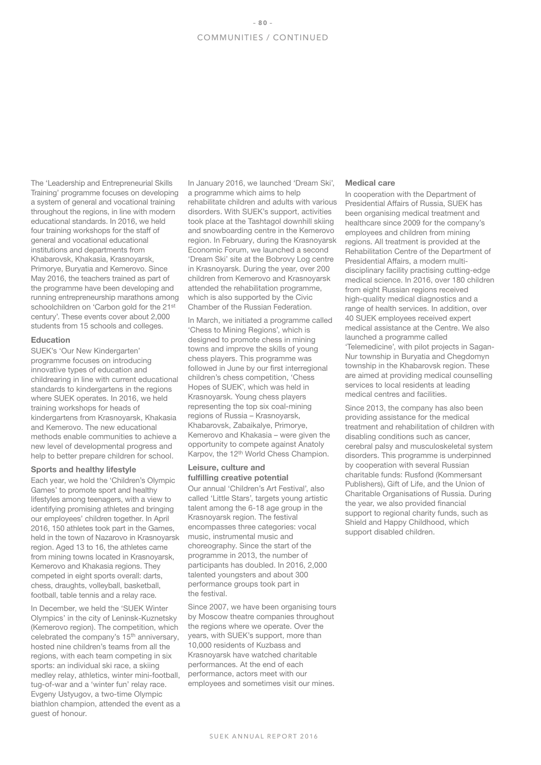The 'Leadership and Entrepreneurial Skills Training' programme focuses on developing a system of general and vocational training throughout the regions, in line with modern educational standards. In 2016, we held four training workshops for the staff of general and vocational educational institutions and departments from Khabarovsk, Khakasia, Krasnoyarsk, Primorye, Buryatia and Kemerovo. Since May 2016, the teachers trained as part of the programme have been developing and running entrepreneurship marathons among schoolchildren on 'Carbon gold for the 21st century'. These events cover about 2,000 students from 15 schools and colleges.

### Education

SUEK's 'Our New Kindergarten' programme focuses on introducing innovative types of education and childrearing in line with current educational standards to kindergartens in the regions where SUEK operates. In 2016, we held training workshops for heads of kindergartens from Krasnoyarsk, Khakasia and Kemerovo. The new educational methods enable communities to achieve a new level of developmental progress and help to better prepare children for school.

### Sports and healthy lifestyle

Each year, we hold the 'Children's Olympic Games' to promote sport and healthy lifestyles among teenagers, with a view to identifying promising athletes and bringing our employees' children together. In April 2016, 150 athletes took part in the Games, held in the town of Nazarovo in Krasnoyarsk region. Aged 13 to 16, the athletes came from mining towns located in Krasnoyarsk, Kemerovo and Khakasia regions. They competed in eight sports overall: darts, chess, draughts, volleyball, basketball, football, table tennis and a relay race.

In December, we held the 'SUEK Winter Olympics' in the city of Leninsk-Kuznetsky (Kemerovo region). The competition, which celebrated the company's 15th anniversary, hosted nine children's teams from all the regions, with each team competing in six sports: an individual ski race, a skiing medley relay, athletics, winter mini-football, tug-of-war and a 'winter fun' relay race. Evgeny Ustyugov, a two-time Olympic biathlon champion, attended the event as a guest of honour.

In January 2016, we launched 'Dream Ski', a programme which aims to help rehabilitate children and adults with various disorders. With SUEK's support, activities took place at the Tashtagol downhill skiing and snowboarding centre in the Kemerovo region. In February, during the Krasnoyarsk Economic Forum, we launched a second 'Dream Ski' site at the Bobrovy Log centre in Krasnoyarsk. During the year, over 200 children from Kemerovo and Krasnoyarsk attended the rehabilitation programme, which is also supported by the Civic Chamber of the Russian Federation.

In March, we initiated a programme called 'Chess to Mining Regions', which is designed to promote chess in mining towns and improve the skills of young chess players. This programme was followed in June by our first interregional children's chess competition, 'Chess Hopes of SUEK', which was held in Krasnoyarsk. Young chess players representing the top six coal-mining regions of Russia – Krasnoyarsk, Khabarovsk, Zabaikalye, Primorye, Kemerovo and Khakasia – were given the opportunity to compete against Anatoly Karpov, the 12th World Chess Champion.

### Leisure, culture and fulfilling creative potential

Our annual 'Children's Art Festival', also called 'Little Stars', targets young artistic talent among the 6-18 age group in the Krasnoyarsk region. The festival encompasses three categories: vocal music, instrumental music and choreography. Since the start of the programme in 2013, the number of participants has doubled. In 2016, 2,000 talented youngsters and about 300 performance groups took part in the festival.

Since 2007, we have been organising tours by Moscow theatre companies throughout the regions where we operate. Over the years, with SUEK's support, more than 10,000 residents of Kuzbass and Krasnoyarsk have watched charitable performances. At the end of each performance, actors meet with our employees and sometimes visit our mines.

### Medical care

In cooperation with the Department of Presidential Affairs of Russia, SUEK has been organising medical treatment and healthcare since 2009 for the company's employees and children from mining regions. All treatment is provided at the Rehabilitation Centre of the Department of Presidential Affairs, a modern multi-disciplinary facility practising cutting-edge medical science. In 2016, over 180 children from eight Russian regions received high-quality medical diagnostics and a range of health services. In addition, over 40 SUEK employees received expert medical assistance at the Centre. We also launched a programme called 'Telemedicine', with pilot projects in Sagan-Nur township in Buryatia and Chegdomyn township in the Khabarovsk region. These are aimed at providing medical counselling services to local residents at leading medical centres and facilities.

Since 2013, the company has also been providing assistance for the medical treatment and rehabilitation of children with disabling conditions such as cancer, cerebral palsy and musculoskeletal system disorders. This programme is underpinned by cooperation with several Russian charitable funds: Rusfond (Kommersant Publishers), Gift of Life, and the Union of Charitable Organisations of Russia. During the year, we also provided financial support to regional charity funds, such as Shield and Happy Childhood, which support disabled children.